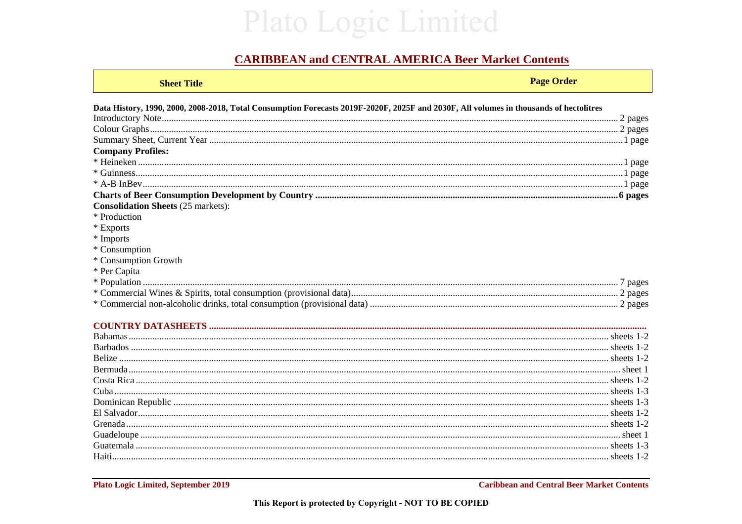# CARIBBEAN and CENTRAL AMERICA Beer Market Contents

| Sheet Title | Page Order |
|---|---|

**Data History, 1990, 2000, 2008-2018, Total Consumption Forecasts 2019F-2020F, 2025F and 2030F, All volumes in thousands of hectolitres**

| Sheet Title | Page Order |
|---|---|
| Introductory Note | 2 pages |
| Colour Graphs | 2 pages |
| Summary Sheet, Current Year | 1 page |
| **Company Profiles:** | |
| * Heineken | 1 page |
| * Guinness | 1 page |
| * A-B InBev | 1 page |
| **Charts of Beer Consumption Development by Country** | **6 pages** |
| **Consolidation Sheets** (25 markets): | |
| * Production | |
| * Exports | |
| * Imports | |
| * Consumption | |
| * Consumption Growth | |
| * Per Capita | |
| * Population | 7 pages |
| * Commercial Wines & Spirits, total consumption (provisional data) | 2 pages |
| * Commercial non-alcoholic drinks, total consumption (provisional data) | 2 pages |

## COUNTRY DATASHEETS

| Country | Sheets |
|---|---|
| Bahamas | sheets 1-2 |
| Barbados | sheets 1-2 |
| Belize | sheets 1-2 |
| Bermuda | sheet 1 |
| Costa Rica | sheets 1-2 |
| Cuba | sheets 1-3 |
| Dominican Republic | sheets 1-3 |
| El Salvador | sheets 1-2 |
| Grenada | sheets 1-2 |
| Guadeloupe | sheet 1 |
| Guatemala | sheets 1-3 |
| Haiti | sheets 1-2 |

**This Report is protected by Copyright - NOT TO BE COPIED**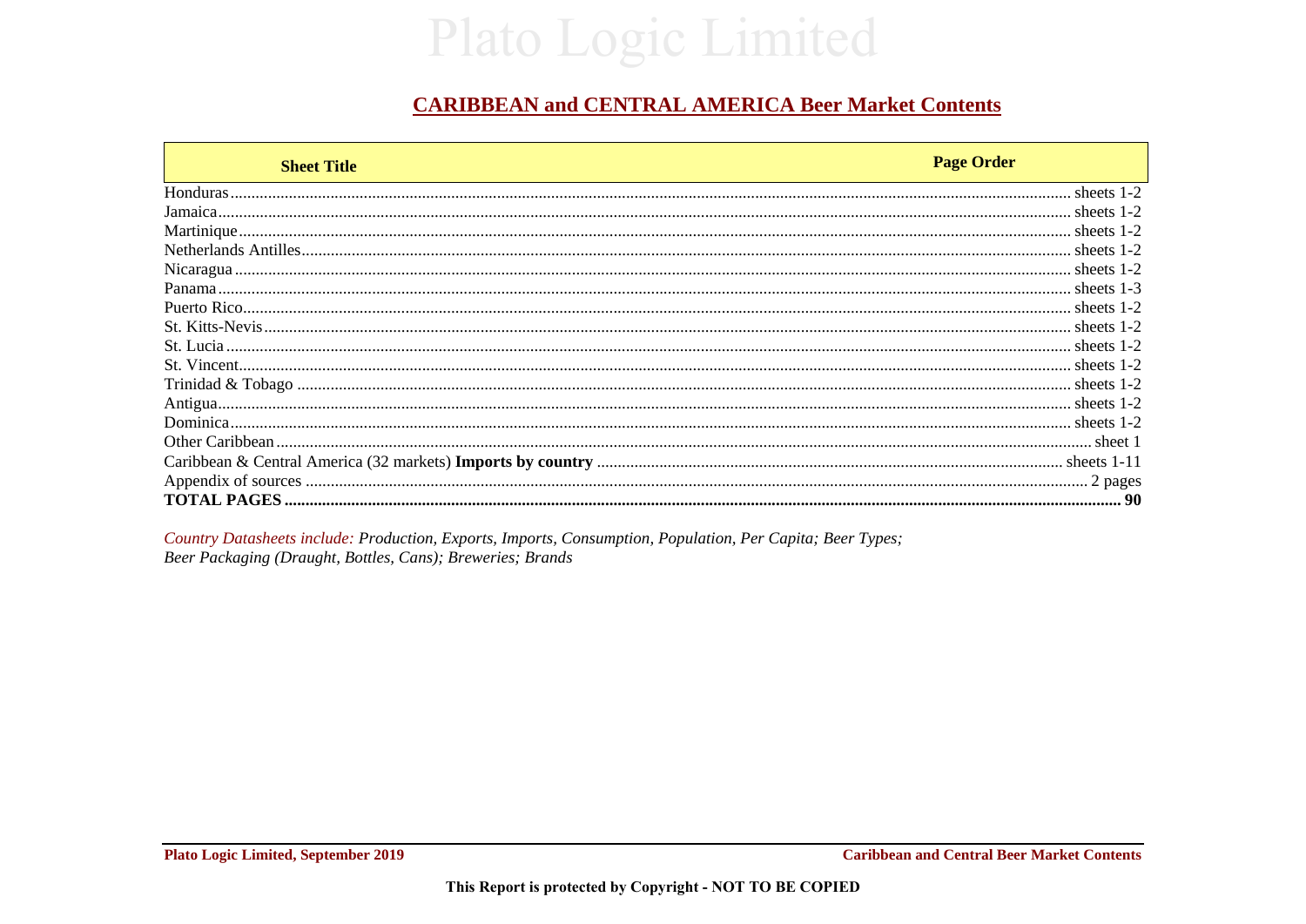## CARIBBEAN and CENTRAL AMERICA Beer Market Contents

| Sheet Title | Page Order |
| --- | --- |
| Honduras | sheets 1-2 |
| Jamaica | sheets 1-2 |
| Martinique | sheets 1-2 |
| Netherlands Antilles | sheets 1-2 |
| Nicaragua | sheets 1-2 |
| Panama | sheets 1-3 |
| Puerto Rico | sheets 1-2 |
| St. Kitts-Nevis | sheets 1-2 |
| St. Lucia | sheets 1-2 |
| St. Vincent | sheets 1-2 |
| Trinidad & Tobago | sheets 1-2 |
| Antigua | sheets 1-2 |
| Dominica | sheets 1-2 |
| Other Caribbean | sheet 1 |
| Caribbean & Central America (32 markets) **Imports by country** | sheets 1-11 |
| Appendix of sources | 2 pages |
| **TOTAL PAGES** | **90** |

*Country Datasheets include: Production, Exports, Imports, Consumption, Population, Per Capita; Beer Types; Beer Packaging (Draught, Bottles, Cans); Breweries; Brands*

**This Report is protected by Copyright - NOT TO BE COPIED**